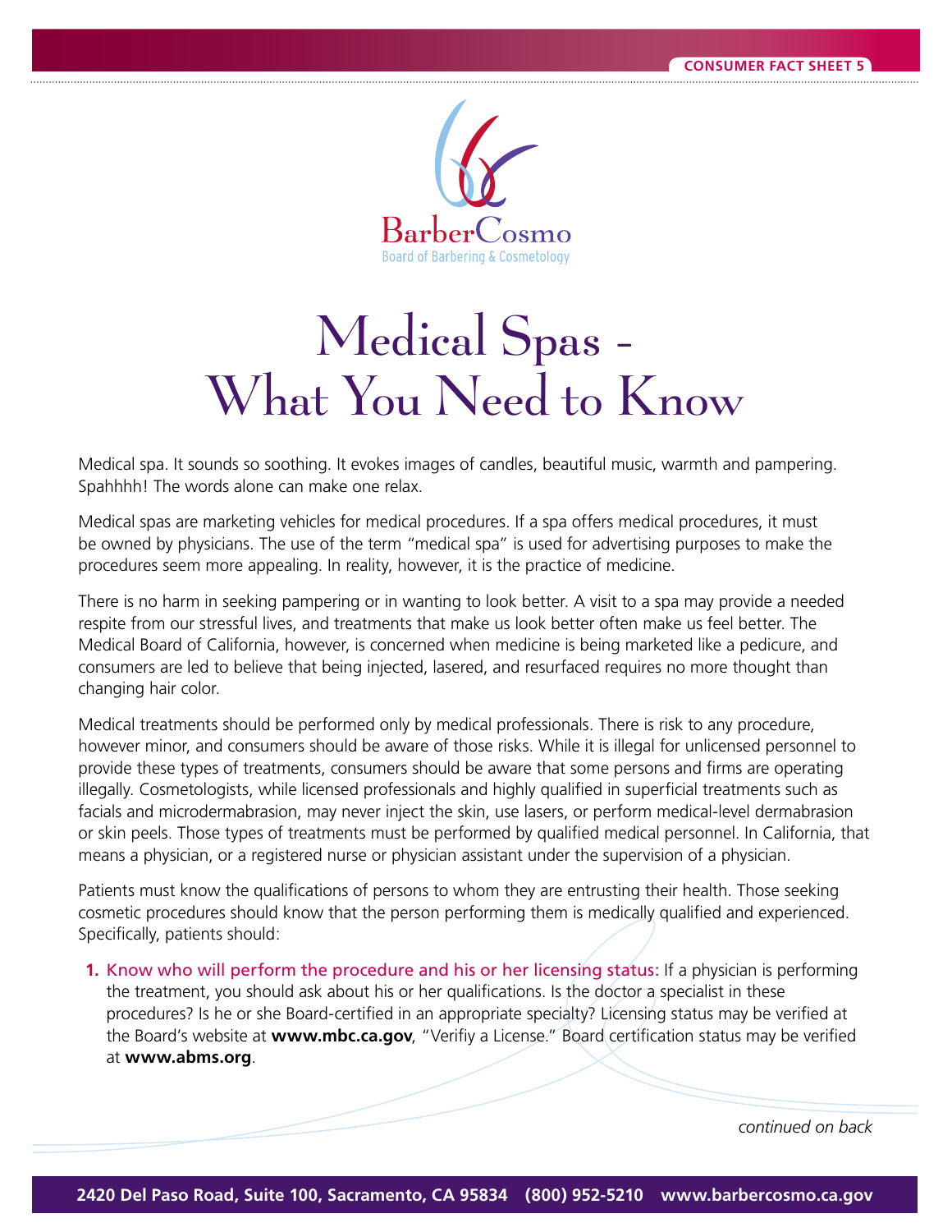CONSUMER FACT SHEET 5

BarberCosmo
Board of Barbering & Cosmetology

# Medical Spas - What You Need to Know

Medical spa. It sounds so soothing. It evokes images of candles, beautiful music, warmth and pampering. Spahhhh! The words alone can make one relax.

Medical spas are marketing vehicles for medical procedures. If a spa offers medical procedures, it must be owned by physicians. The use of the term "medical spa" is used for advertising purposes to make the procedures seem more appealing. In reality, however, it is the practice of medicine.

There is no harm in seeking pampering or in wanting to look better. A visit to a spa may provide a needed respite from our stressful lives, and treatments that make us look better often make us feel better. The Medical Board of California, however, is concerned when medicine is being marketed like a pedicure, and consumers are led to believe that being injected, lasered, and resurfaced requires no more thought than changing hair color.

Medical treatments should be performed only by medical professionals. There is risk to any procedure, however minor, and consumers should be aware of those risks. While it is illegal for unlicensed personnel to provide these types of treatments, consumers should be aware that some persons and firms are operating illegally. Cosmetologists, while licensed professionals and highly qualified in superficial treatments such as facials and microdermabrasion, may never inject the skin, use lasers, or perform medical-level dermabrasion or skin peels. Those types of treatments must be performed by qualified medical personnel. In California, that means a physician, or a registered nurse or physician assistant under the supervision of a physician.

Patients must know the qualifications of persons to whom they are entrusting their health. Those seeking cosmetic procedures should know that the person performing them is medically qualified and experienced. Specifically, patients should:

1. Know who will perform the procedure and his or her licensing status: If a physician is performing the treatment, you should ask about his or her qualifications. Is the doctor a specialist in these procedures? Is he or she Board-certified in an appropriate specialty? Licensing status may be verified at the Board's website at **www.mbc.ca.gov**, "Verifiy a License." Board certification status may be verified at **www.abms.org**.

*continued on back*

**2420 Del Paso Road, Suite 100, Sacramento, CA 95834 (800) 952-5210 www.barbercosmo.ca.gov**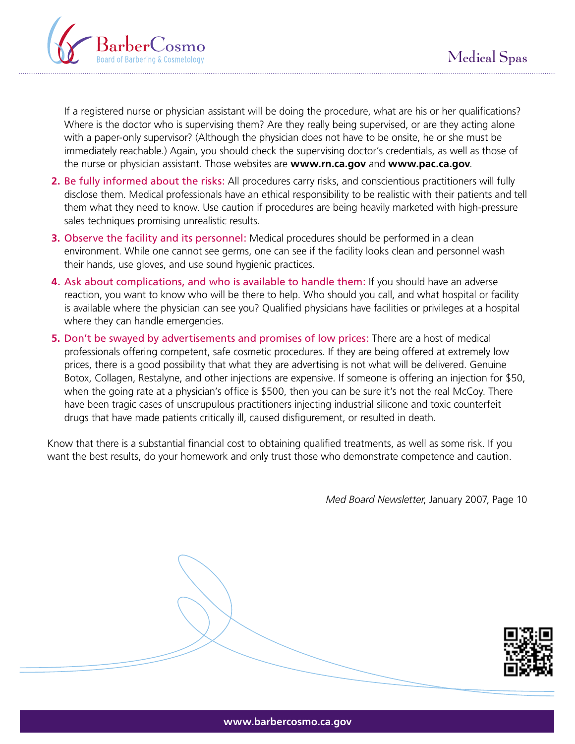If a registered nurse or physician assistant will be doing the procedure, what are his or her qualifications? Where is the doctor who is supervising them? Are they really being supervised, or are they acting alone with a paper-only supervisor? (Although the physician does not have to be onsite, he or she must be immediately reachable.) Again, you should check the supervising doctor's credentials, as well as those of the nurse or physician assistant. Those websites are **www.rn.ca.gov** and **www.pac.ca.gov**.

2. Be fully informed about the risks: All procedures carry risks, and conscientious practitioners will fully disclose them. Medical professionals have an ethical responsibility to be realistic with their patients and tell them what they need to know. Use caution if procedures are being heavily marketed with high-pressure sales techniques promising unrealistic results.
3. Observe the facility and its personnel: Medical procedures should be performed in a clean environment. While one cannot see germs, one can see if the facility looks clean and personnel wash their hands, use gloves, and use sound hygienic practices.
4. Ask about complications, and who is available to handle them: If you should have an adverse reaction, you want to know who will be there to help. Who should you call, and what hospital or facility is available where the physician can see you? Qualified physicians have facilities or privileges at a hospital where they can handle emergencies.
5. Don't be swayed by advertisements and promises of low prices: There are a host of medical professionals offering competent, safe cosmetic procedures. If they are being offered at extremely low prices, there is a good possibility that what they are advertising is not what will be delivered. Genuine Botox, Collagen, Restalyne, and other injections are expensive. If someone is offering an injection for $50, when the going rate at a physician's office is $500, then you can be sure it's not the real McCoy. There have been tragic cases of unscrupulous practitioners injecting industrial silicone and toxic counterfeit drugs that have made patients critically ill, caused disfigurement, or resulted in death.

Know that there is a substantial financial cost to obtaining qualified treatments, as well as some risk. If you want the best results, do your homework and only trust those who demonstrate competence and caution.

*Med Board Newsletter*, January 2007, Page 10